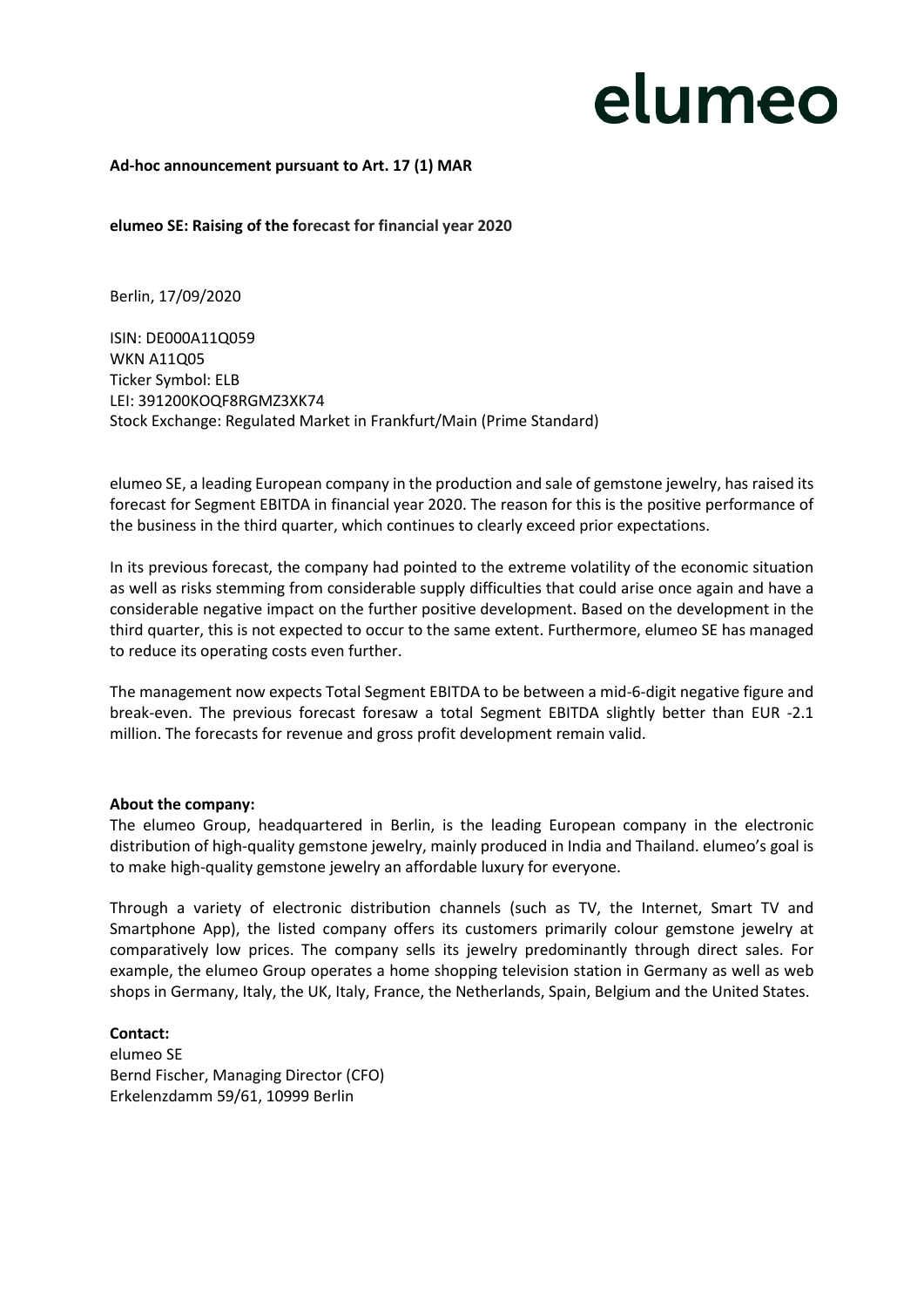elumeo

**Ad-hoc announcement pursuant to Art. 17 (1) MAR**

**elumeo SE: Raising of the forecast for financial year 2020**

Berlin, 17/09/2020

ISIN: DE000A11Q059
WKN A11Q05
Ticker Symbol: ELB
LEI: 391200KOQF8RGMZ3XK74
Stock Exchange: Regulated Market in Frankfurt/Main (Prime Standard)

elumeo SE, a leading European company in the production and sale of gemstone jewelry, has raised its forecast for Segment EBITDA in financial year 2020. The reason for this is the positive performance of the business in the third quarter, which continues to clearly exceed prior expectations.

In its previous forecast, the company had pointed to the extreme volatility of the economic situation as well as risks stemming from considerable supply difficulties that could arise once again and have a considerable negative impact on the further positive development. Based on the development in the third quarter, this is not expected to occur to the same extent. Furthermore, elumeo SE has managed to reduce its operating costs even further.

The management now expects Total Segment EBITDA to be between a mid-6-digit negative figure and break-even. The previous forecast foresaw a total Segment EBITDA slightly better than EUR -2.1 million. The forecasts for revenue and gross profit development remain valid.

**About the company:**
The elumeo Group, headquartered in Berlin, is the leading European company in the electronic distribution of high-quality gemstone jewelry, mainly produced in India and Thailand. elumeo's goal is to make high-quality gemstone jewelry an affordable luxury for everyone.

Through a variety of electronic distribution channels (such as TV, the Internet, Smart TV and Smartphone App), the listed company offers its customers primarily colour gemstone jewelry at comparatively low prices. The company sells its jewelry predominantly through direct sales. For example, the elumeo Group operates a home shopping television station in Germany as well as web shops in Germany, Italy, the UK, Italy, France, the Netherlands, Spain, Belgium and the United States.

**Contact:**
elumeo SE
Bernd Fischer, Managing Director (CFO)
Erkelenzdamm 59/61, 10999 Berlin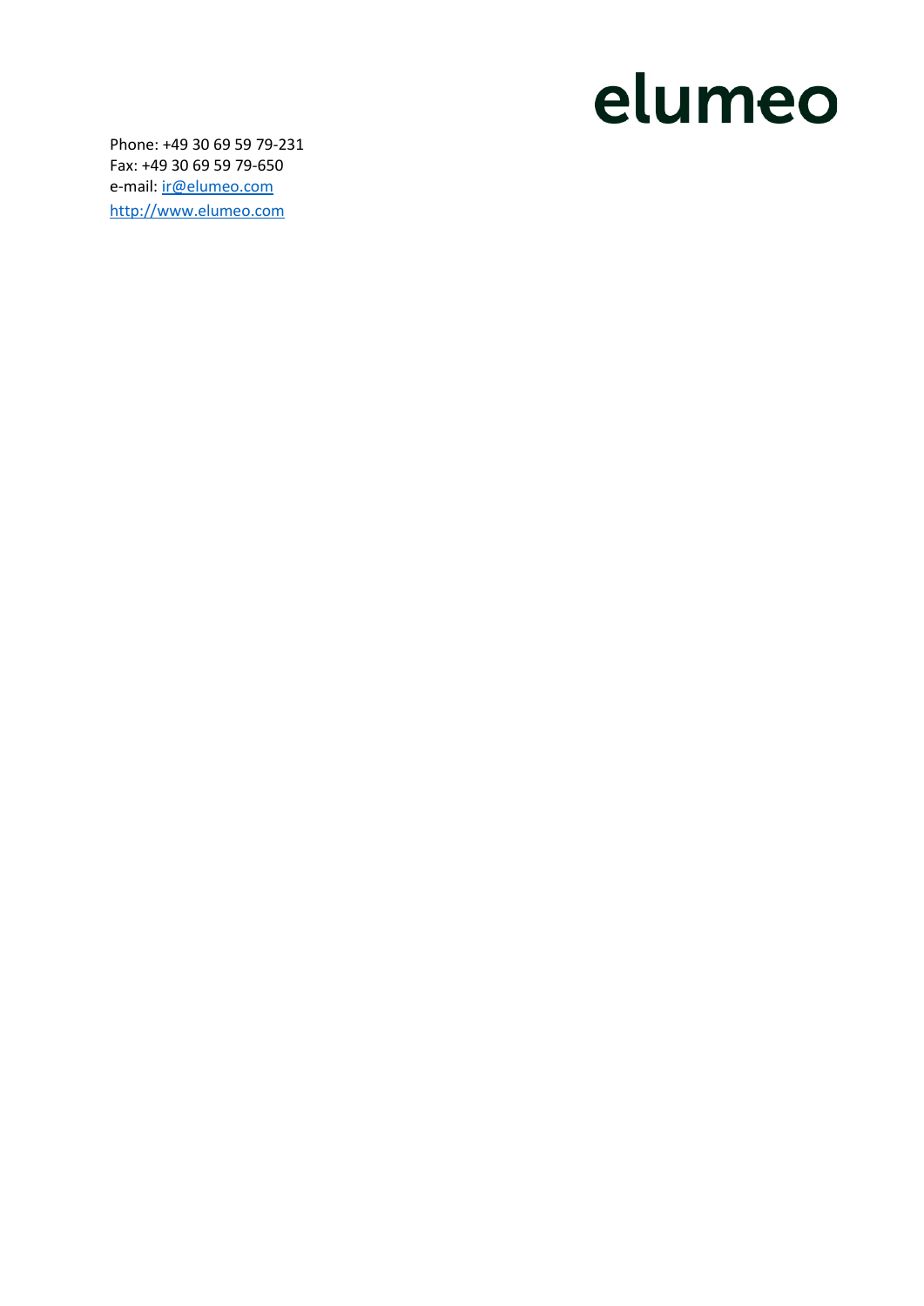elumeo

Phone: +49 30 69 59 79-231
Fax: +49 30 69 59 79-650
e-mail: [ir@elumeo.com](mailto:ir@elumeo.com)
[http://www.elumeo.com](http://www.elumeo.com)